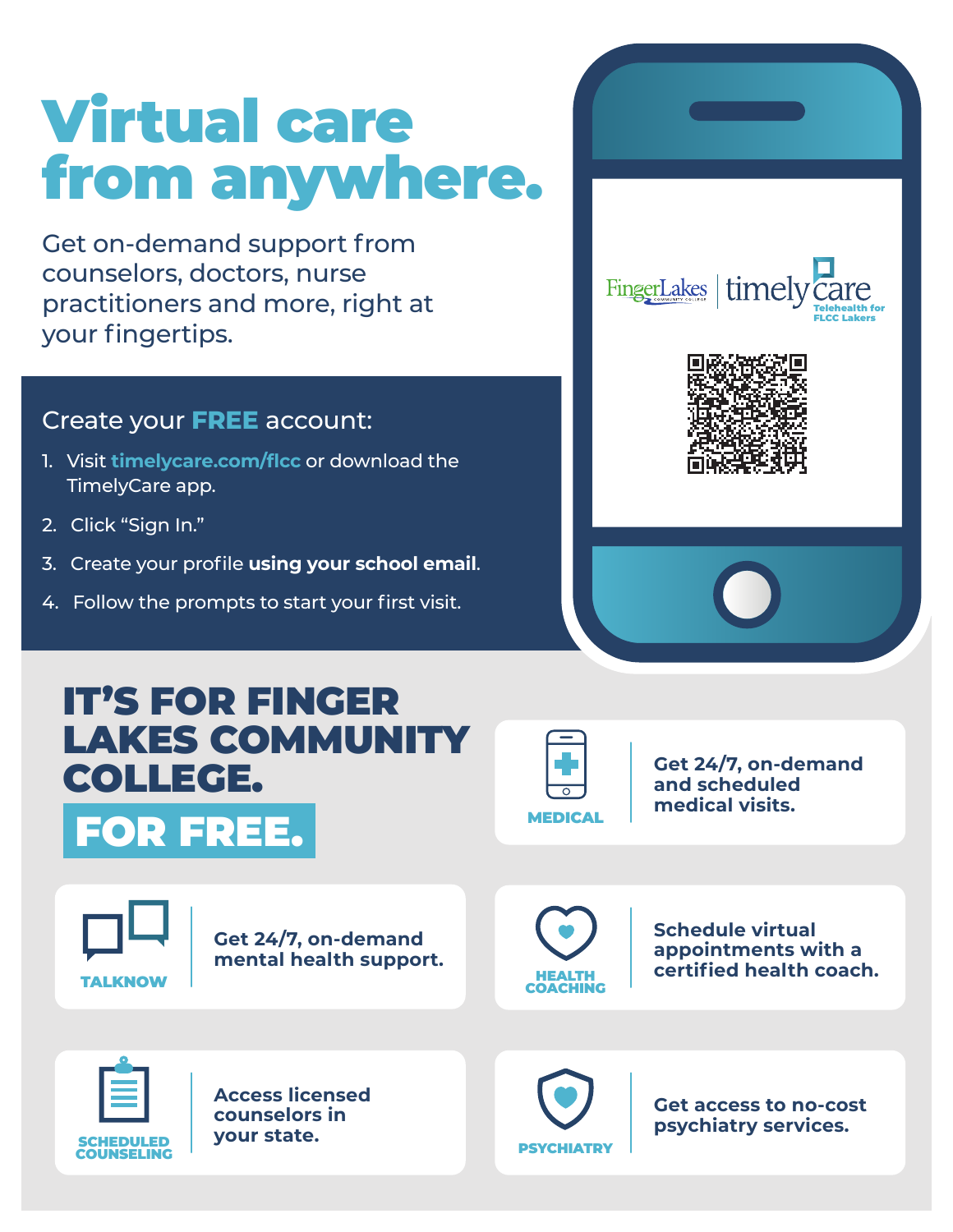# Virtual care from anywhere.

Get on-demand support from counselors, doctors, nurse practitioners and more, right at your fingertips.

Create your **FREE** account:

1. Visit **timelycare.com/flcc** or download the TimelyCare app.
2. Click "Sign In."
3. Create your profile **using your school email**.
4. Follow the prompts to start your first visit.

FingerLakes Community College | timelycare Telehealth for FLCC Lakers

## IT'S FOR FINGER LAKES COMMUNITY COLLEGE. FOR FREE.

**MEDICAL** — Get 24/7, on-demand and scheduled medical visits.

**TALKNOW** — Get 24/7, on-demand mental health support.

**HEALTH COACHING** — Schedule virtual appointments with a certified health coach.

**SCHEDULED COUNSELING** — Access licensed counselors in your state.

**PSYCHIATRY** — Get access to no-cost psychiatry services.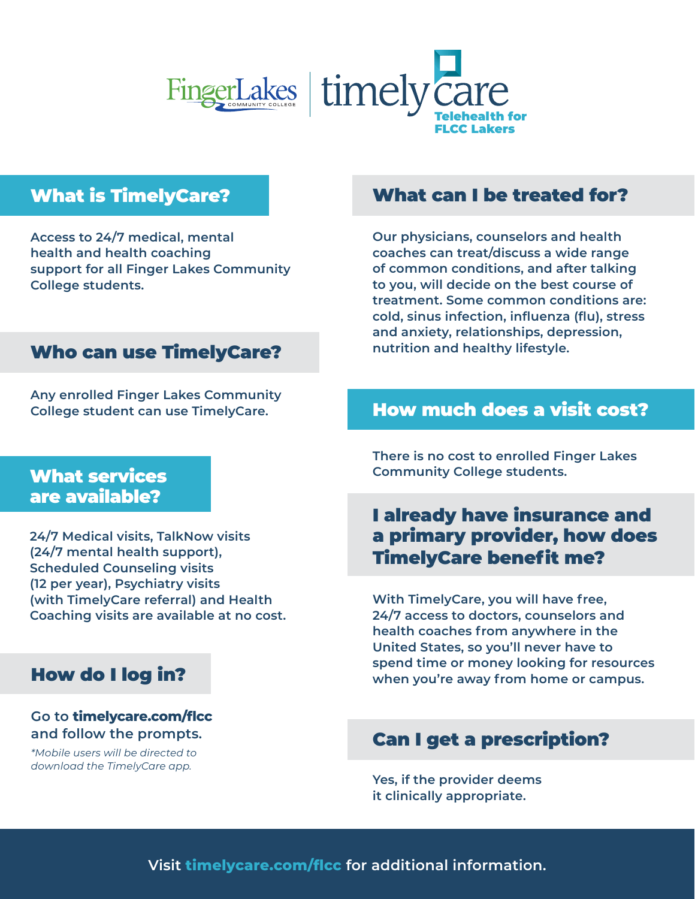FingerLakes COMMUNITY COLLEGE | timelycare Telehealth for FLCC Lakers

## What is TimelyCare?

Access to 24/7 medical, mental health and health coaching support for all Finger Lakes Community College students.

## Who can use TimelyCare?

Any enrolled Finger Lakes Community College student can use TimelyCare.

## What services are available?

24/7 Medical visits, TalkNow visits (24/7 mental health support), Scheduled Counseling visits (12 per year), Psychiatry visits (with TimelyCare referral) and Health Coaching visits are available at no cost.

## How do I log in?

Go to **timelycare.com/flcc** and follow the prompts.

*\*Mobile users will be directed to download the TimelyCare app.*

## What can I be treated for?

Our physicians, counselors and health coaches can treat/discuss a wide range of common conditions, and after talking to you, will decide on the best course of treatment. Some common conditions are: cold, sinus infection, influenza (flu), stress and anxiety, relationships, depression, nutrition and healthy lifestyle.

## How much does a visit cost?

There is no cost to enrolled Finger Lakes Community College students.

## I already have insurance and a primary provider, how does TimelyCare benefit me?

With TimelyCare, you will have free, 24/7 access to doctors, counselors and health coaches from anywhere in the United States, so you'll never have to spend time or money looking for resources when you're away from home or campus.

## Can I get a prescription?

Yes, if the provider deems it clinically appropriate.

Visit **timelycare.com/flcc** for additional information.